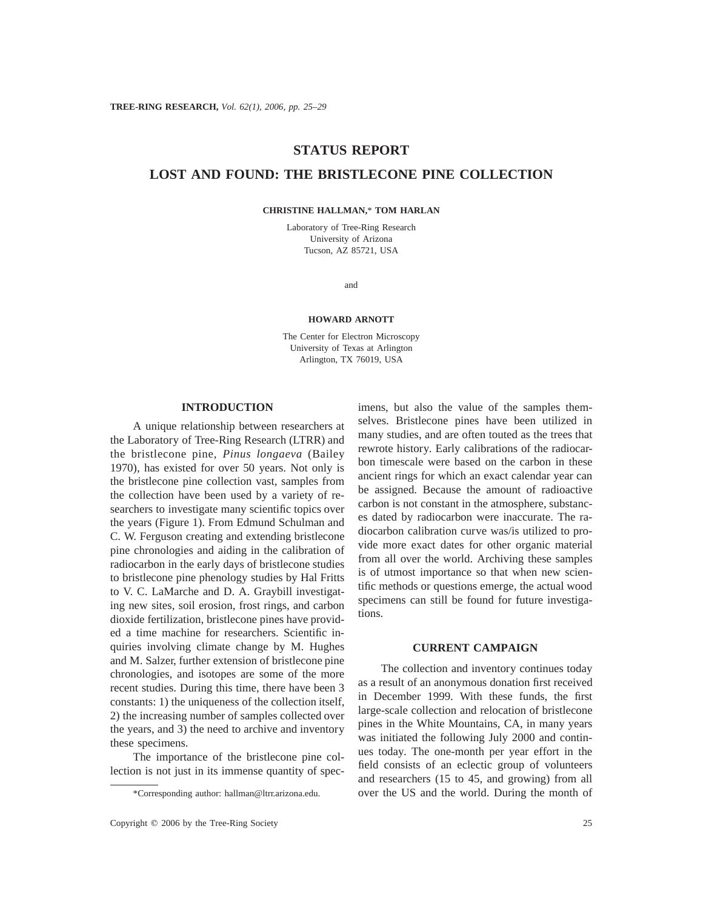## STATUS REPORT

# LOST AND FOUND: THE BRISTLECONE PINE COLLECTION

**CHRISTINE HALLMAN,* TOM HARLAN**

Laboratory of Tree-Ring Research
University of Arizona
Tucson, AZ 85721, USA

and

**HOWARD ARNOTT**

The Center for Electron Microscopy
University of Texas at Arlington
Arlington, TX 76019, USA

## INTRODUCTION

A unique relationship between researchers at the Laboratory of Tree-Ring Research (LTRR) and the bristlecone pine, *Pinus longaeva* (Bailey 1970), has existed for over 50 years. Not only is the bristlecone pine collection vast, samples from the collection have been used by a variety of researchers to investigate many scientific topics over the years (Figure 1). From Edmund Schulman and C. W. Ferguson creating and extending bristlecone pine chronologies and aiding in the calibration of radiocarbon in the early days of bristlecone studies to bristlecone pine phenology studies by Hal Fritts to V. C. LaMarche and D. A. Graybill investigating new sites, soil erosion, frost rings, and carbon dioxide fertilization, bristlecone pines have provided a time machine for researchers. Scientific inquiries involving climate change by M. Hughes and M. Salzer, further extension of bristlecone pine chronologies, and isotopes are some of the more recent studies. During this time, there have been 3 constants: 1) the uniqueness of the collection itself, 2) the increasing number of samples collected over the years, and 3) the need to archive and inventory these specimens.

The importance of the bristlecone pine collection is not just in its immense quantity of specimens, but also the value of the samples themselves. Bristlecone pines have been utilized in many studies, and are often touted as the trees that rewrote history. Early calibrations of the radiocarbon timescale were based on the carbon in these ancient rings for which an exact calendar year can be assigned. Because the amount of radioactive carbon is not constant in the atmosphere, substances dated by radiocarbon were inaccurate. The radiocarbon calibration curve was/is utilized to provide more exact dates for other organic material from all over the world. Archiving these samples is of utmost importance so that when new scientific methods or questions emerge, the actual wood specimens can still be found for future investigations.

## CURRENT CAMPAIGN

The collection and inventory continues today as a result of an anonymous donation first received in December 1999. With these funds, the first large-scale collection and relocation of bristlecone pines in the White Mountains, CA, in many years was initiated the following July 2000 and continues today. The one-month per year effort in the field consists of an eclectic group of volunteers and researchers (15 to 45, and growing) from all over the US and the world. During the month of

*Corresponding author: hallman@ltrr.arizona.edu.

Copyright © 2006 by the Tree-Ring Society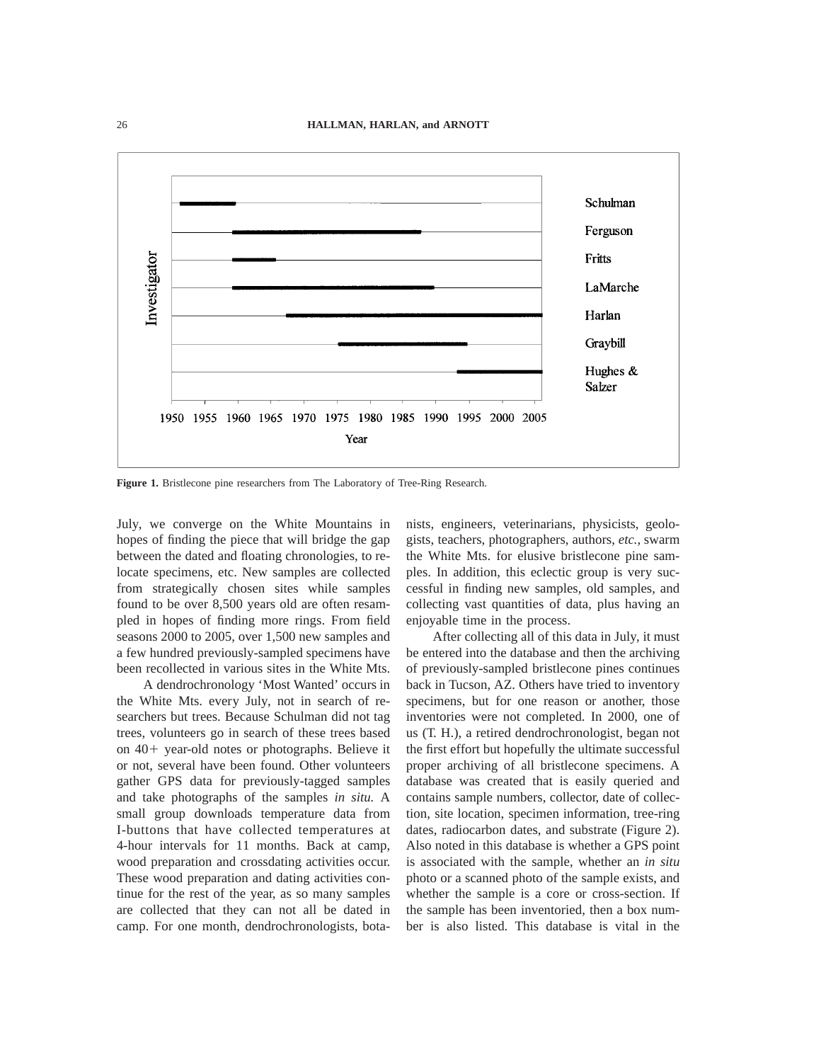**Figure 1.** Bristlecone pine researchers from The Laboratory of Tree-Ring Research.

July, we converge on the White Mountains in hopes of finding the piece that will bridge the gap between the dated and floating chronologies, to relocate specimens, etc. New samples are collected from strategically chosen sites while samples found to be over 8,500 years old are often resampled in hopes of finding more rings. From field seasons 2000 to 2005, over 1,500 new samples and a few hundred previously-sampled specimens have been recollected in various sites in the White Mts.

A dendrochronology 'Most Wanted' occurs in the White Mts. every July, not in search of researchers but trees. Because Schulman did not tag trees, volunteers go in search of these trees based on 40+ year-old notes or photographs. Believe it or not, several have been found. Other volunteers gather GPS data for previously-tagged samples and take photographs of the samples *in situ.* A small group downloads temperature data from I-buttons that have collected temperatures at 4-hour intervals for 11 months. Back at camp, wood preparation and crossdating activities occur. These wood preparation and dating activities continue for the rest of the year, as so many samples are collected that they can not all be dated in camp. For one month, dendrochronologists, botanists, engineers, veterinarians, physicists, geologists, teachers, photographers, authors, *etc.*, swarm the White Mts. for elusive bristlecone pine samples. In addition, this eclectic group is very successful in finding new samples, old samples, and collecting vast quantities of data, plus having an enjoyable time in the process.

After collecting all of this data in July, it must be entered into the database and then the archiving of previously-sampled bristlecone pines continues back in Tucson, AZ. Others have tried to inventory specimens, but for one reason or another, those inventories were not completed. In 2000, one of us (T. H.), a retired dendrochronologist, began not the first effort but hopefully the ultimate successful proper archiving of all bristlecone specimens. A database was created that is easily queried and contains sample numbers, collector, date of collection, site location, specimen information, tree-ring dates, radiocarbon dates, and substrate (Figure 2). Also noted in this database is whether a GPS point is associated with the sample, whether an *in situ* photo or a scanned photo of the sample exists, and whether the sample is a core or cross-section. If the sample has been inventoried, then a box number is also listed. This database is vital in the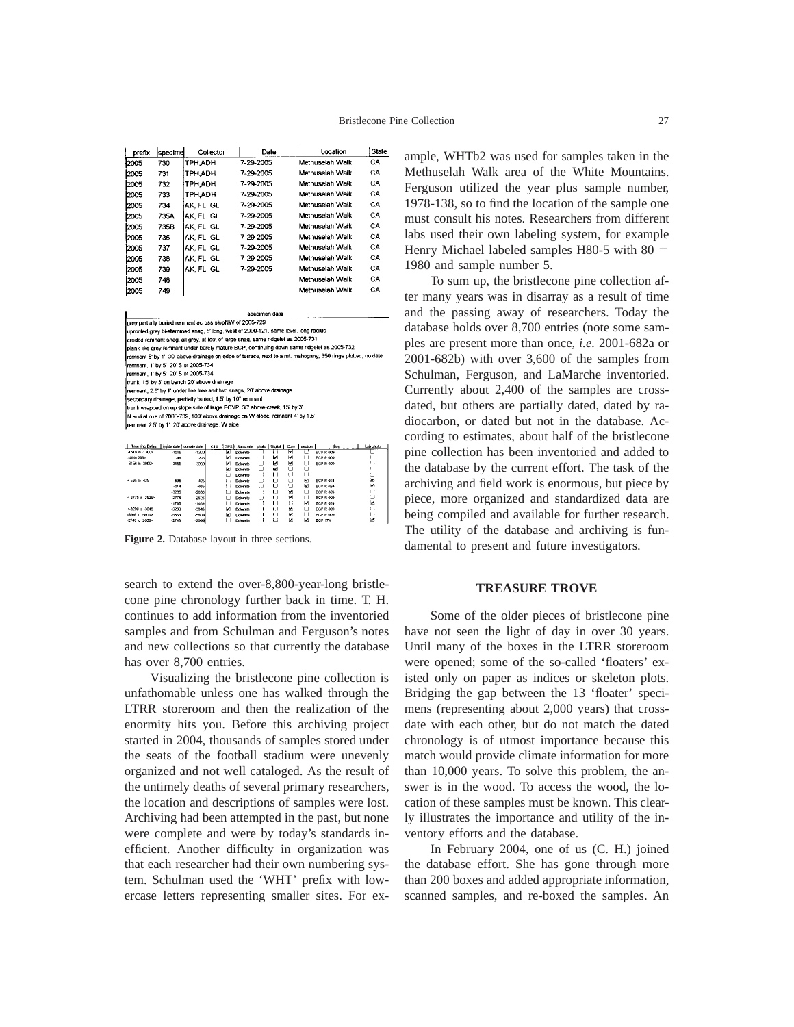| prefix | specime | Collector | Date | Location | State |
|---|---|---|---|---|---|
| 2005 | 730 | TPH,ADH | 7-29-2005 | Methuselah Walk | CA |
| 2005 | 731 | TPH,ADH | 7-29-2005 | Methuselah Walk | CA |
| 2005 | 732 | TPH,ADH | 7-29-2005 | Methuselah Walk | CA |
| 2005 | 733 | TPH,ADH | 7-29-2005 | Methuselah Walk | CA |
| 2005 | 734 | AK, FL, GL | 7-29-2005 | Methuselah Walk | CA |
| 2005 | 735A | AK, FL, GL | 7-29-2005 | Methuselah Walk | CA |
| 2005 | 735B | AK, FL, GL | 7-29-2005 | Methuselah Walk | CA |
| 2005 | 736 | AK, FL, GL | 7-29-2005 | Methuselah Walk | CA |
| 2005 | 737 | AK, FL, GL | 7-29-2005 | Methuselah Walk | CA |
| 2005 | 738 | AK, FL, GL | 7-29-2005 | Methuselah Walk | CA |
| 2005 | 739 | AK, FL, GL | 7-29-2005 | Methuselah Walk | CA |
| 2005 | 748 | | | Methuselah Walk | CA |
| 2005 | 749 | | | Methuselah Walk | CA |

| specimen data |
|---|
| grey partially buried remnant across slopNW of 2005-729 |
| uprooted grey bi-stemmed snag, 8' long, west of 2000-121, same level, long radius |
| eroded remnant snag, all grey, at foot of large snag, same ridgelet as 2005-731 |
| plank like grey remnant under barely mature BCP, continuing down same ridgelet as 2005-732 |
| remnant 5' by 1', 30' above drainage on edge of terrace, next to a mt. mahogany, 350 rings plotted, no date |
| remnant, 1' by 5' 20' S of 2005-734 |
| remnant, 1' by 5' 20' S of 2005-734 |
| trunk, 15' by 3' on bench 20' above drainage |
| remnant, 2.5' by 1' under live tree and two snags, 20' above drainage |
| secondary drainage, partially buried, 1.5' by 10" remnant |
| trunk wrapped on up slope side of large BCVP, 30' above creek, 15' by 3' |
| N and above of 2005-739, 100' above drainage on W slope, remnant 4' by 1.5' |
| remnant 2.5' by 1', 20' above drainage, W side |

| Tree ring Dates | inside date | outside date | C14 | GPS | Substrate | photo | Digital | Core | section | Box | Lab photo |
|---|---|---|---|---|---|---|---|---|---|---|---|
| -1518 to -1300> | -1518 | -1300 | | ☑ | Dolomite | ☐ | ☐ | ☑ | ☐ | BCP R 609 | ☐ |
| -44 to 206> | -44 | 206 | | ☑ | Dolomite | ☐ | ☑ | ☑ | ☐ | BCP R 609 | |
| -3156 to -3000> | -3156 | -3000 | | ☑ | Dolomite | ☐ | ☑ | ☑ | ☐ | BCP R 609 | |
| | | | | ☑ | Dolomite | ☐ | ☑ | ☐ | ☐ | | |
| | | | | ☐ | Dolomite | ☐ | ☐ | ☐ | ☐ | | |
| <-535 to -425 | -535 | -425 | | ☐ | Dolomite | ☐ | ☐ | ☐ | ☑ | BCP R 624 | ☑ |
| | -914 | -465 | | ☐ | Dolomite | ☐ | ☐ | ☐ | ☑ | BCP R 624 | ☑ |
| | -3295 | -2830 | | ☐ | Dolomite | ☐ | ☐ | ☑ | ☐ | BCP R 609 | |
| <-2775 to -2526> | -2775 | -2526 | | ☐ | Dolomite | ☐ | ☐ | ☑ | ☐ | BCP R 609 | ☐ |
| | -1795 | -1469 | | ☐ | Dolomite | ☐ | ☐ | ☐ | ☑ | BCP R 624 | ☑ |
| <-3290 to -3045 | -3290 | -3045 | | ☑ | Dolomite | ☐ | ☐ | ☑ | ☐ | BCP R 609 | |
| -5866 to -5600> | -5866 | -5600 | | ☑ | Dolomite | ☐ | ☐ | ☑ | ☐ | BCP R 609 | |
| -2743 to -2600> | -2743 | -2600 | | ☐ | Dolomite | ☐ | ☐ | ☑ | ☑ | BCP 174 | ☑ |

**Figure 2.** Database layout in three sections.

search to extend the over-8,800-year-long bristlecone pine chronology further back in time. T. H. continues to add information from the inventoried samples and from Schulman and Ferguson's notes and new collections so that currently the database has over 8,700 entries.

Visualizing the bristlecone pine collection is unfathomable unless one has walked through the LTRR storeroom and then the realization of the enormity hits you. Before this archiving project started in 2004, thousands of samples stored under the seats of the football stadium were unevenly organized and not well cataloged. As the result of the untimely deaths of several primary researchers, the location and descriptions of samples were lost. Archiving had been attempted in the past, but none were complete and were by today's standards inefficient. Another difficulty in organization was that each researcher had their own numbering system. Schulman used the 'WHT' prefix with lowercase letters representing smaller sites. For example, WHTb2 was used for samples taken in the Methuselah Walk area of the White Mountains. Ferguson utilized the year plus sample number, 1978-138, so to find the location of the sample one must consult his notes. Researchers from different labs used their own labeling system, for example Henry Michael labeled samples H80-5 with 80 = 1980 and sample number 5.

To sum up, the bristlecone pine collection after many years was in disarray as a result of time and the passing away of researchers. Today the database holds over 8,700 entries (note some samples are present more than once, *i.e.* 2001-682a or 2001-682b) with over 3,600 of the samples from Schulman, Ferguson, and LaMarche inventoried. Currently about 2,400 of the samples are crossdated, but others are partially dated, dated by radiocarbon, or dated but not in the database. According to estimates, about half of the bristlecone pine collection has been inventoried and added to the database by the current effort. The task of the archiving and field work is enormous, but piece by piece, more organized and standardized data are being compiled and available for further research. The utility of the database and archiving is fundamental to present and future investigators.

## TREASURE TROVE

Some of the older pieces of bristlecone pine have not seen the light of day in over 30 years. Until many of the boxes in the LTRR storeroom were opened; some of the so-called 'floaters' existed only on paper as indices or skeleton plots. Bridging the gap between the 13 'floater' specimens (representing about 2,000 years) that crossdate with each other, but do not match the dated chronology is of utmost importance because this match would provide climate information for more than 10,000 years. To solve this problem, the answer is in the wood. To access the wood, the location of these samples must be known. This clearly illustrates the importance and utility of the inventory efforts and the database.

In February 2004, one of us (C. H.) joined the database effort. She has gone through more than 200 boxes and added appropriate information, scanned samples, and re-boxed the samples. An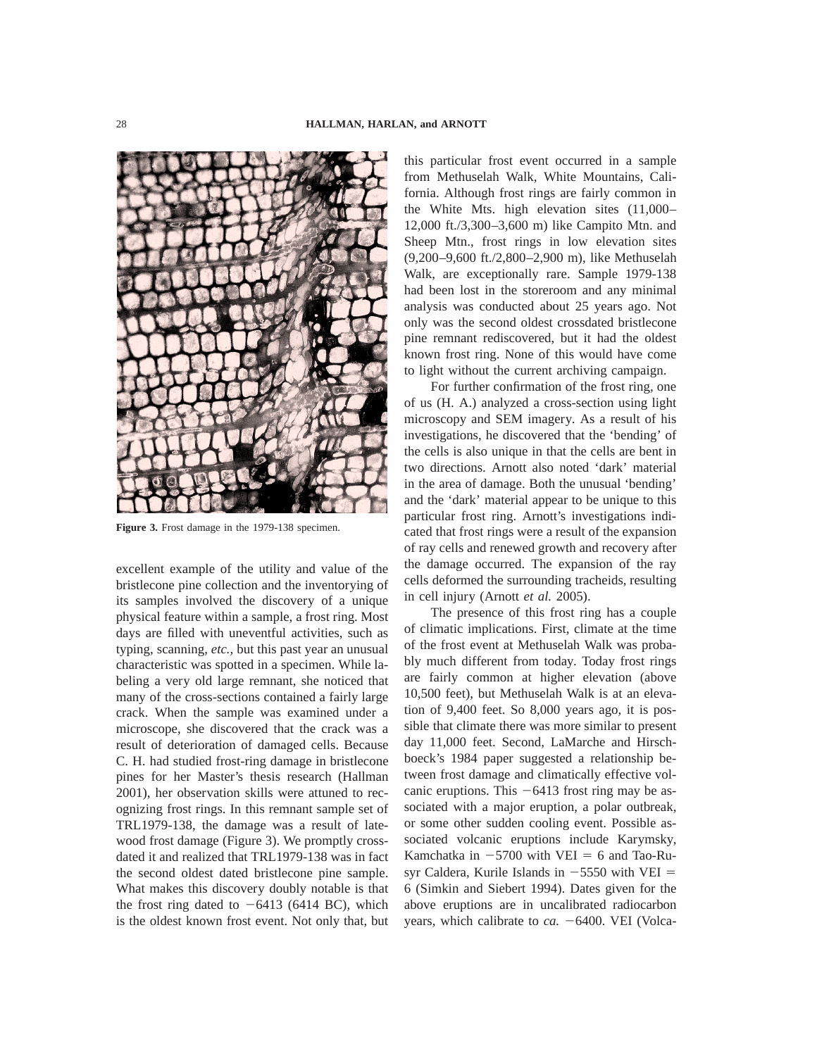Figure 3. Frost damage in the 1979-138 specimen.

excellent example of the utility and value of the bristlecone pine collection and the inventorying of its samples involved the discovery of a unique physical feature within a sample, a frost ring. Most days are filled with uneventful activities, such as typing, scanning, *etc.,* but this past year an unusual characteristic was spotted in a specimen. While labeling a very old large remnant, she noticed that many of the cross-sections contained a fairly large crack. When the sample was examined under a microscope, she discovered that the crack was a result of deterioration of damaged cells. Because C. H. had studied frost-ring damage in bristlecone pines for her Master's thesis research (Hallman 2001), her observation skills were attuned to recognizing frost rings. In this remnant sample set of TRL1979-138, the damage was a result of latewood frost damage (Figure 3). We promptly crossdated it and realized that TRL1979-138 was in fact the second oldest dated bristlecone pine sample. What makes this discovery doubly notable is that the frost ring dated to $-6413$ (6414 BC), which is the oldest known frost event. Not only that, but this particular frost event occurred in a sample from Methuselah Walk, White Mountains, California. Although frost rings are fairly common in the White Mts. high elevation sites (11,000–12,000 ft./3,300–3,600 m) like Campito Mtn. and Sheep Mtn., frost rings in low elevation sites (9,200–9,600 ft./2,800–2,900 m), like Methuselah Walk, are exceptionally rare. Sample 1979-138 had been lost in the storeroom and any minimal analysis was conducted about 25 years ago. Not only was the second oldest crossdated bristlecone pine remnant rediscovered, but it had the oldest known frost ring. None of this would have come to light without the current archiving campaign.

For further confirmation of the frost ring, one of us (H. A.) analyzed a cross-section using light microscopy and SEM imagery. As a result of his investigations, he discovered that the 'bending' of the cells is also unique in that the cells are bent in two directions. Arnott also noted 'dark' material in the area of damage. Both the unusual 'bending' and the 'dark' material appear to be unique to this particular frost ring. Arnott's investigations indicated that frost rings were a result of the expansion of ray cells and renewed growth and recovery after the damage occurred. The expansion of the ray cells deformed the surrounding tracheids, resulting in cell injury (Arnott *et al.* 2005).

The presence of this frost ring has a couple of climatic implications. First, climate at the time of the frost event at Methuselah Walk was probably much different from today. Today frost rings are fairly common at higher elevation (above 10,500 feet), but Methuselah Walk is at an elevation of 9,400 feet. So 8,000 years ago, it is possible that climate there was more similar to present day 11,000 feet. Second, LaMarche and Hirschboeck's 1984 paper suggested a relationship between frost damage and climatically effective volcanic eruptions. This $-6413$ frost ring may be associated with a major eruption, a polar outbreak, or some other sudden cooling event. Possible associated volcanic eruptions include Karymsky, Kamchatka in $-5700$ with VEI $= 6$ and Tao-Rusyr Caldera, Kurile Islands in $-5550$ with VEI $= 6$ (Simkin and Siebert 1994). Dates given for the above eruptions are in uncalibrated radiocarbon years, which calibrate to *ca.* $-6400$. VEI (Volca-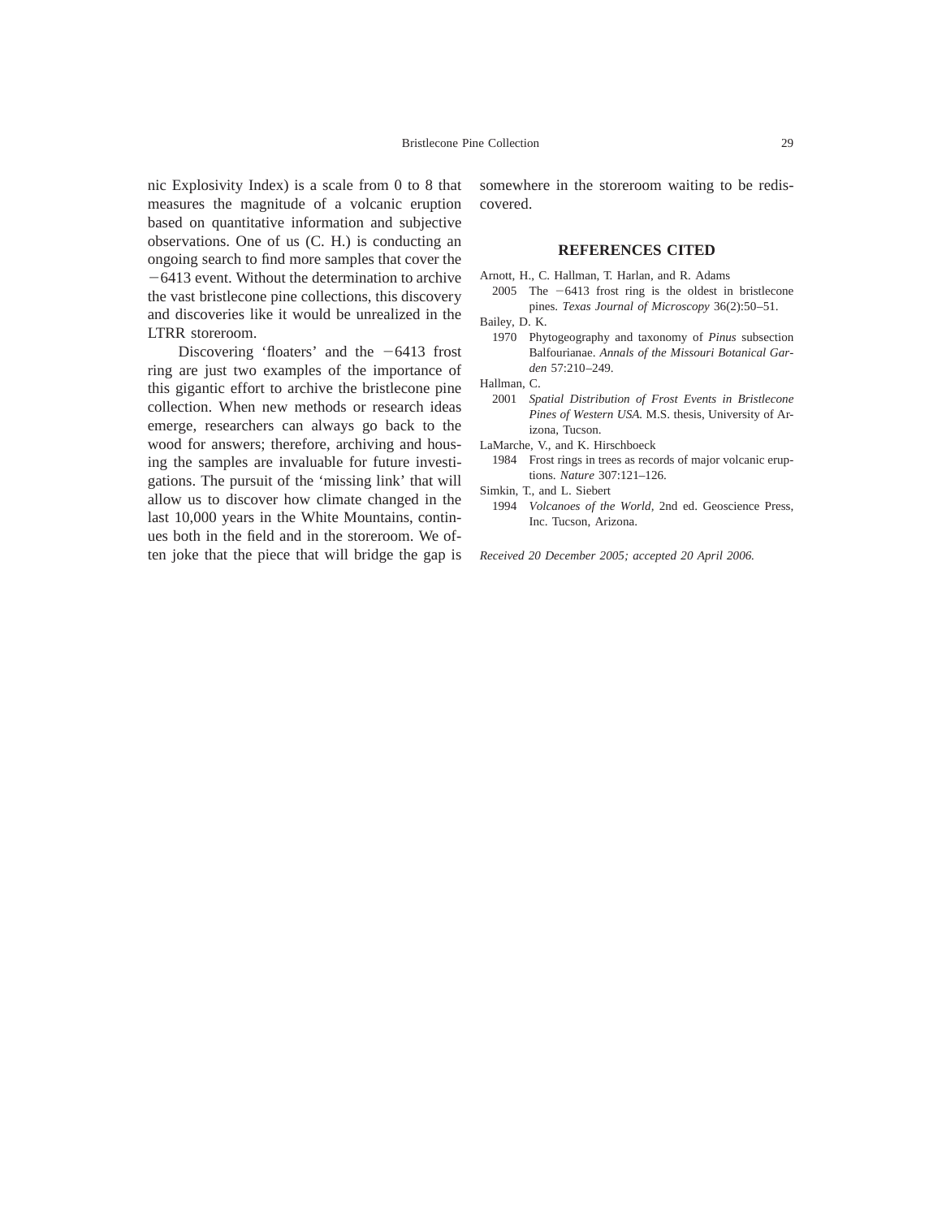nic Explosivity Index) is a scale from 0 to 8 that measures the magnitude of a volcanic eruption based on quantitative information and subjective observations. One of us (C. H.) is conducting an ongoing search to find more samples that cover the −6413 event. Without the determination to archive the vast bristlecone pine collections, this discovery and discoveries like it would be unrealized in the LTRR storeroom.

Discovering 'floaters' and the −6413 frost ring are just two examples of the importance of this gigantic effort to archive the bristlecone pine collection. When new methods or research ideas emerge, researchers can always go back to the wood for answers; therefore, archiving and housing the samples are invaluable for future investigations. The pursuit of the 'missing link' that will allow us to discover how climate changed in the last 10,000 years in the White Mountains, continues both in the field and in the storeroom. We often joke that the piece that will bridge the gap is somewhere in the storeroom waiting to be rediscovered.

## REFERENCES CITED

Arnott, H., C. Hallman, T. Harlan, and R. Adams
2005 The −6413 frost ring is the oldest in bristlecone pines. *Texas Journal of Microscopy* 36(2):50–51.

Bailey, D. K.
1970 Phytogeography and taxonomy of *Pinus* subsection Balfourianae. *Annals of the Missouri Botanical Garden* 57:210–249.

Hallman, C.
2001 *Spatial Distribution of Frost Events in Bristlecone Pines of Western USA.* M.S. thesis, University of Arizona, Tucson.

LaMarche, V., and K. Hirschboeck
1984 Frost rings in trees as records of major volcanic eruptions. *Nature* 307:121–126.

Simkin, T., and L. Siebert
1994 *Volcanoes of the World*, 2nd ed. Geoscience Press, Inc. Tucson, Arizona.

*Received 20 December 2005; accepted 20 April 2006.*